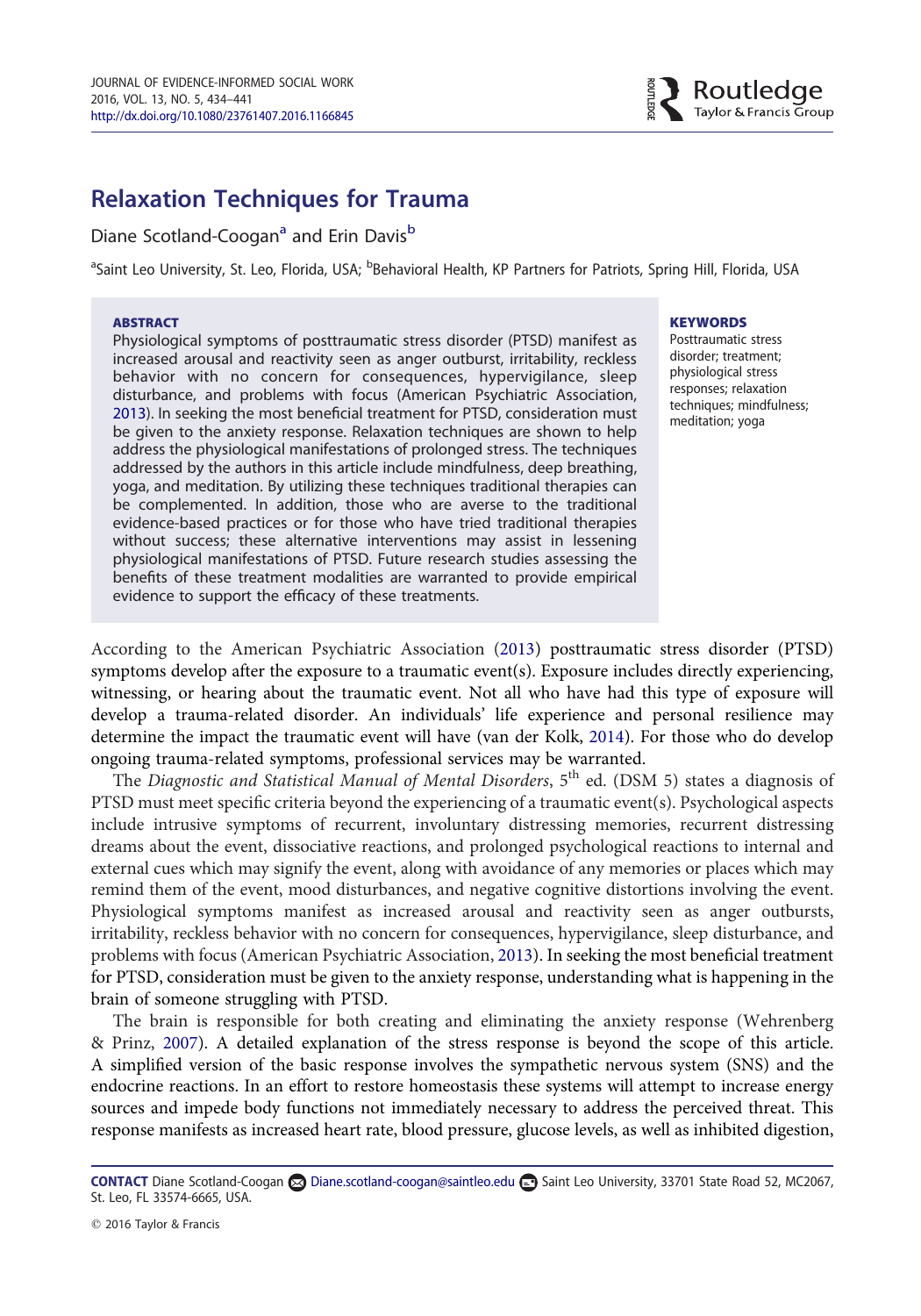# Relaxation Techniques for Trauma

Diane Scotland-Coogan[a] and Erin Davis[b]

[a]Saint Leo University, St. Leo, Florida, USA; [b]Behavioral Health, KP Partners for Patriots, Spring Hill, Florida, USA

## ABSTRACT

Physiological symptoms of posttraumatic stress disorder (PTSD) manifest as increased arousal and reactivity seen as anger outburst, irritability, reckless behavior with no concern for consequences, hypervigilance, sleep disturbance, and problems with focus (American Psychiatric Association, 2013). In seeking the most beneficial treatment for PTSD, consideration must be given to the anxiety response. Relaxation techniques are shown to help address the physiological manifestations of prolonged stress. The techniques addressed by the authors in this article include mindfulness, deep breathing, yoga, and meditation. By utilizing these techniques traditional therapies can be complemented. In addition, those who are averse to the traditional evidence-based practices or for those who have tried traditional therapies without success; these alternative interventions may assist in lessening physiological manifestations of PTSD. Future research studies assessing the benefits of these treatment modalities are warranted to provide empirical evidence to support the efficacy of these treatments.

## KEYWORDS

Posttraumatic stress disorder; treatment; physiological stress responses; relaxation techniques; mindfulness; meditation; yoga

According to the American Psychiatric Association (2013) posttraumatic stress disorder (PTSD) symptoms develop after the exposure to a traumatic event(s). Exposure includes directly experiencing, witnessing, or hearing about the traumatic event. Not all who have had this type of exposure will develop a trauma-related disorder. An individuals' life experience and personal resilience may determine the impact the traumatic event will have (van der Kolk, 2014). For those who do develop ongoing trauma-related symptoms, professional services may be warranted.

The *Diagnostic and Statistical Manual of Mental Disorders*, 5th ed. (DSM 5) states a diagnosis of PTSD must meet specific criteria beyond the experiencing of a traumatic event(s). Psychological aspects include intrusive symptoms of recurrent, involuntary distressing memories, recurrent distressing dreams about the event, dissociative reactions, and prolonged psychological reactions to internal and external cues which may signify the event, along with avoidance of any memories or places which may remind them of the event, mood disturbances, and negative cognitive distortions involving the event. Physiological symptoms manifest as increased arousal and reactivity seen as anger outbursts, irritability, reckless behavior with no concern for consequences, hypervigilance, sleep disturbance, and problems with focus (American Psychiatric Association, 2013). In seeking the most beneficial treatment for PTSD, consideration must be given to the anxiety response, understanding what is happening in the brain of someone struggling with PTSD.

The brain is responsible for both creating and eliminating the anxiety response (Wehrenberg & Prinz, 2007). A detailed explanation of the stress response is beyond the scope of this article. A simplified version of the basic response involves the sympathetic nervous system (SNS) and the endocrine reactions. In an effort to restore homeostasis these systems will attempt to increase energy sources and impede body functions not immediately necessary to address the perceived threat. This response manifests as increased heart rate, blood pressure, glucose levels, as well as inhibited digestion,

**CONTACT** Diane Scotland-Coogan Diane.scotland-coogan@saintleo.edu Saint Leo University, 33701 State Road 52, MC2067, St. Leo, FL 33574-6665, USA.

© 2016 Taylor & Francis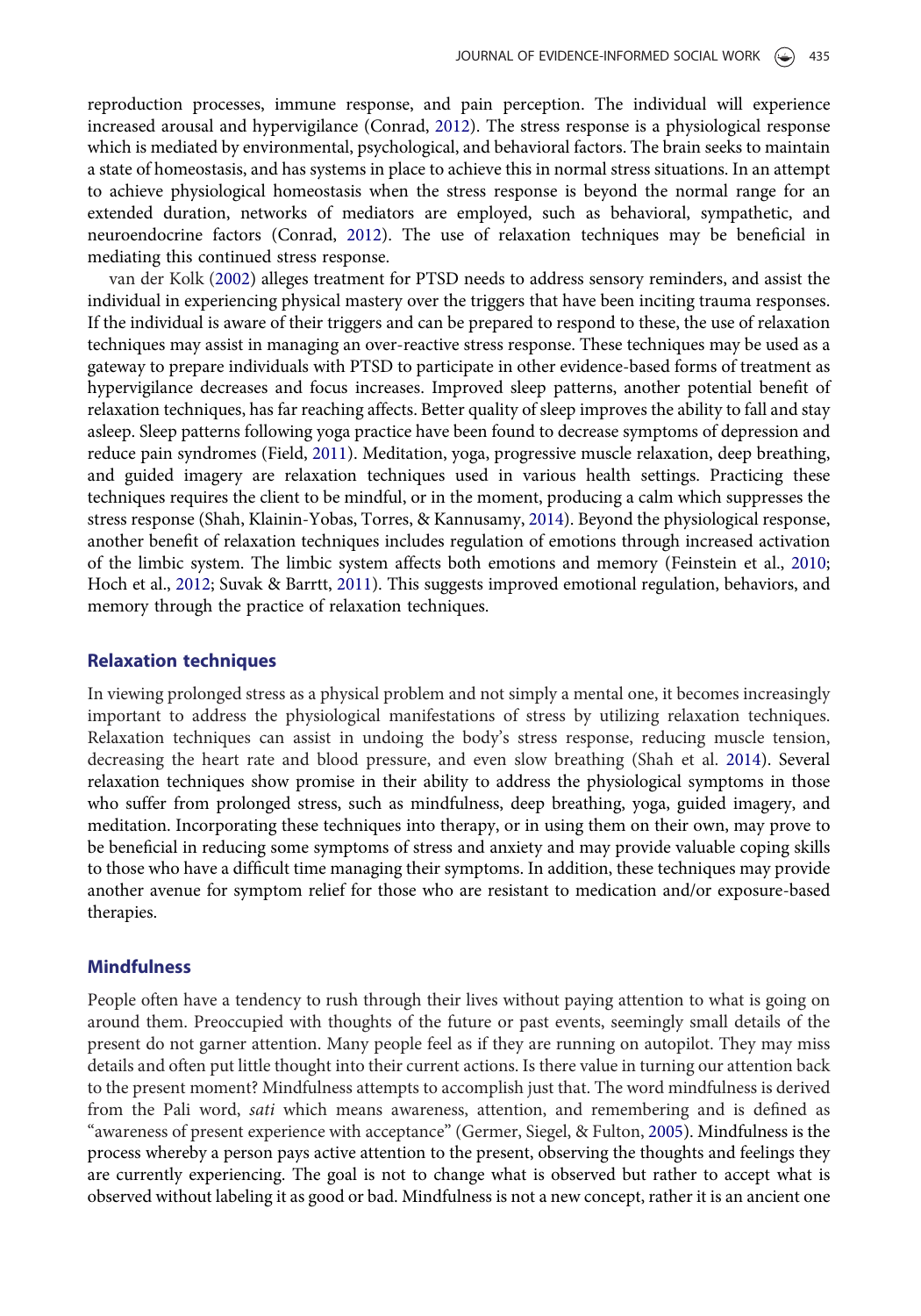reproduction processes, immune response, and pain perception. The individual will experience increased arousal and hypervigilance (Conrad, 2012). The stress response is a physiological response which is mediated by environmental, psychological, and behavioral factors. The brain seeks to maintain a state of homeostasis, and has systems in place to achieve this in normal stress situations. In an attempt to achieve physiological homeostasis when the stress response is beyond the normal range for an extended duration, networks of mediators are employed, such as behavioral, sympathetic, and neuroendocrine factors (Conrad, 2012). The use of relaxation techniques may be beneficial in mediating this continued stress response.

van der Kolk (2002) alleges treatment for PTSD needs to address sensory reminders, and assist the individual in experiencing physical mastery over the triggers that have been inciting trauma responses. If the individual is aware of their triggers and can be prepared to respond to these, the use of relaxation techniques may assist in managing an over-reactive stress response. These techniques may be used as a gateway to prepare individuals with PTSD to participate in other evidence-based forms of treatment as hypervigilance decreases and focus increases. Improved sleep patterns, another potential benefit of relaxation techniques, has far reaching affects. Better quality of sleep improves the ability to fall and stay asleep. Sleep patterns following yoga practice have been found to decrease symptoms of depression and reduce pain syndromes (Field, 2011). Meditation, yoga, progressive muscle relaxation, deep breathing, and guided imagery are relaxation techniques used in various health settings. Practicing these techniques requires the client to be mindful, or in the moment, producing a calm which suppresses the stress response (Shah, Klainin-Yobas, Torres, & Kannusamy, 2014). Beyond the physiological response, another benefit of relaxation techniques includes regulation of emotions through increased activation of the limbic system. The limbic system affects both emotions and memory (Feinstein et al., 2010; Hoch et al., 2012; Suvak & Barrtt, 2011). This suggests improved emotional regulation, behaviors, and memory through the practice of relaxation techniques.

## Relaxation techniques

In viewing prolonged stress as a physical problem and not simply a mental one, it becomes increasingly important to address the physiological manifestations of stress by utilizing relaxation techniques. Relaxation techniques can assist in undoing the body's stress response, reducing muscle tension, decreasing the heart rate and blood pressure, and even slow breathing (Shah et al. 2014). Several relaxation techniques show promise in their ability to address the physiological symptoms in those who suffer from prolonged stress, such as mindfulness, deep breathing, yoga, guided imagery, and meditation. Incorporating these techniques into therapy, or in using them on their own, may prove to be beneficial in reducing some symptoms of stress and anxiety and may provide valuable coping skills to those who have a difficult time managing their symptoms. In addition, these techniques may provide another avenue for symptom relief for those who are resistant to medication and/or exposure-based therapies.

## Mindfulness

People often have a tendency to rush through their lives without paying attention to what is going on around them. Preoccupied with thoughts of the future or past events, seemingly small details of the present do not garner attention. Many people feel as if they are running on autopilot. They may miss details and often put little thought into their current actions. Is there value in turning our attention back to the present moment? Mindfulness attempts to accomplish just that. The word mindfulness is derived from the Pali word, *sati* which means awareness, attention, and remembering and is defined as "awareness of present experience with acceptance" (Germer, Siegel, & Fulton, 2005). Mindfulness is the process whereby a person pays active attention to the present, observing the thoughts and feelings they are currently experiencing. The goal is not to change what is observed but rather to accept what is observed without labeling it as good or bad. Mindfulness is not a new concept, rather it is an ancient one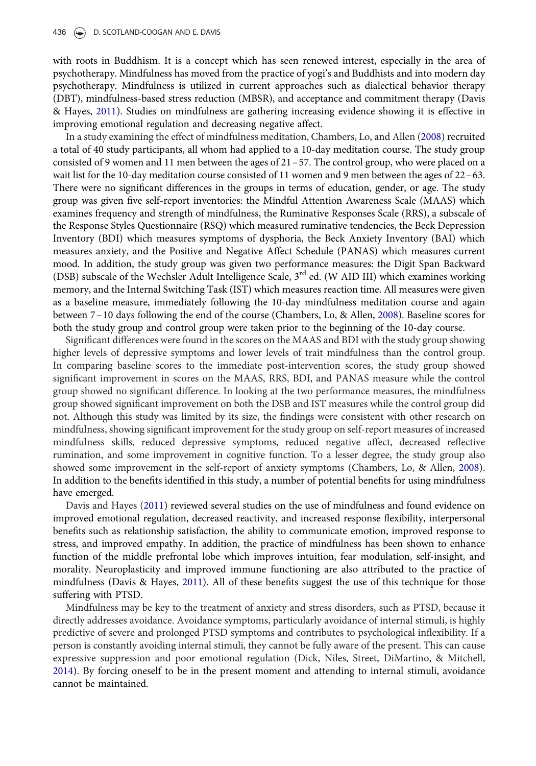with roots in Buddhism. It is a concept which has seen renewed interest, especially in the area of psychotherapy. Mindfulness has moved from the practice of yogi's and Buddhists and into modern day psychotherapy. Mindfulness is utilized in current approaches such as dialectical behavior therapy (DBT), mindfulness-based stress reduction (MBSR), and acceptance and commitment therapy (Davis & Hayes, 2011). Studies on mindfulness are gathering increasing evidence showing it is effective in improving emotional regulation and decreasing negative affect.

In a study examining the effect of mindfulness meditation, Chambers, Lo, and Allen (2008) recruited a total of 40 study participants, all whom had applied to a 10-day meditation course. The study group consisted of 9 women and 11 men between the ages of 21 – 57. The control group, who were placed on a wait list for the 10-day meditation course consisted of 11 women and 9 men between the ages of 22 – 63. There were no significant differences in the groups in terms of education, gender, or age. The study group was given five self-report inventories: the Mindful Attention Awareness Scale (MAAS) which examines frequency and strength of mindfulness, the Ruminative Responses Scale (RRS), a subscale of the Response Styles Questionnaire (RSQ) which measured ruminative tendencies, the Beck Depression Inventory (BDI) which measures symptoms of dysphoria, the Beck Anxiety Inventory (BAI) which measures anxiety, and the Positive and Negative Affect Schedule (PANAS) which measures current mood. In addition, the study group was given two performance measures: the Digit Span Backward (DSB) subscale of the Wechsler Adult Intelligence Scale, 3rd ed. (W AID III) which examines working memory, and the Internal Switching Task (IST) which measures reaction time. All measures were given as a baseline measure, immediately following the 10-day mindfulness meditation course and again between 7 – 10 days following the end of the course (Chambers, Lo, & Allen, 2008). Baseline scores for both the study group and control group were taken prior to the beginning of the 10-day course.

Significant differences were found in the scores on the MAAS and BDI with the study group showing higher levels of depressive symptoms and lower levels of trait mindfulness than the control group. In comparing baseline scores to the immediate post-intervention scores, the study group showed significant improvement in scores on the MAAS, RRS, BDI, and PANAS measure while the control group showed no significant difference. In looking at the two performance measures, the mindfulness group showed significant improvement on both the DSB and IST measures while the control group did not. Although this study was limited by its size, the findings were consistent with other research on mindfulness, showing significant improvement for the study group on self-report measures of increased mindfulness skills, reduced depressive symptoms, reduced negative affect, decreased reflective rumination, and some improvement in cognitive function. To a lesser degree, the study group also showed some improvement in the self-report of anxiety symptoms (Chambers, Lo, & Allen, 2008). In addition to the benefits identified in this study, a number of potential benefits for using mindfulness have emerged.

Davis and Hayes (2011) reviewed several studies on the use of mindfulness and found evidence on improved emotional regulation, decreased reactivity, and increased response flexibility, interpersonal benefits such as relationship satisfaction, the ability to communicate emotion, improved response to stress, and improved empathy. In addition, the practice of mindfulness has been shown to enhance function of the middle prefrontal lobe which improves intuition, fear modulation, self-insight, and morality. Neuroplasticity and improved immune functioning are also attributed to the practice of mindfulness (Davis & Hayes, 2011). All of these benefits suggest the use of this technique for those suffering with PTSD.

Mindfulness may be key to the treatment of anxiety and stress disorders, such as PTSD, because it directly addresses avoidance. Avoidance symptoms, particularly avoidance of internal stimuli, is highly predictive of severe and prolonged PTSD symptoms and contributes to psychological inflexibility. If a person is constantly avoiding internal stimuli, they cannot be fully aware of the present. This can cause expressive suppression and poor emotional regulation (Dick, Niles, Street, DiMartino, & Mitchell, 2014). By forcing oneself to be in the present moment and attending to internal stimuli, avoidance cannot be maintained.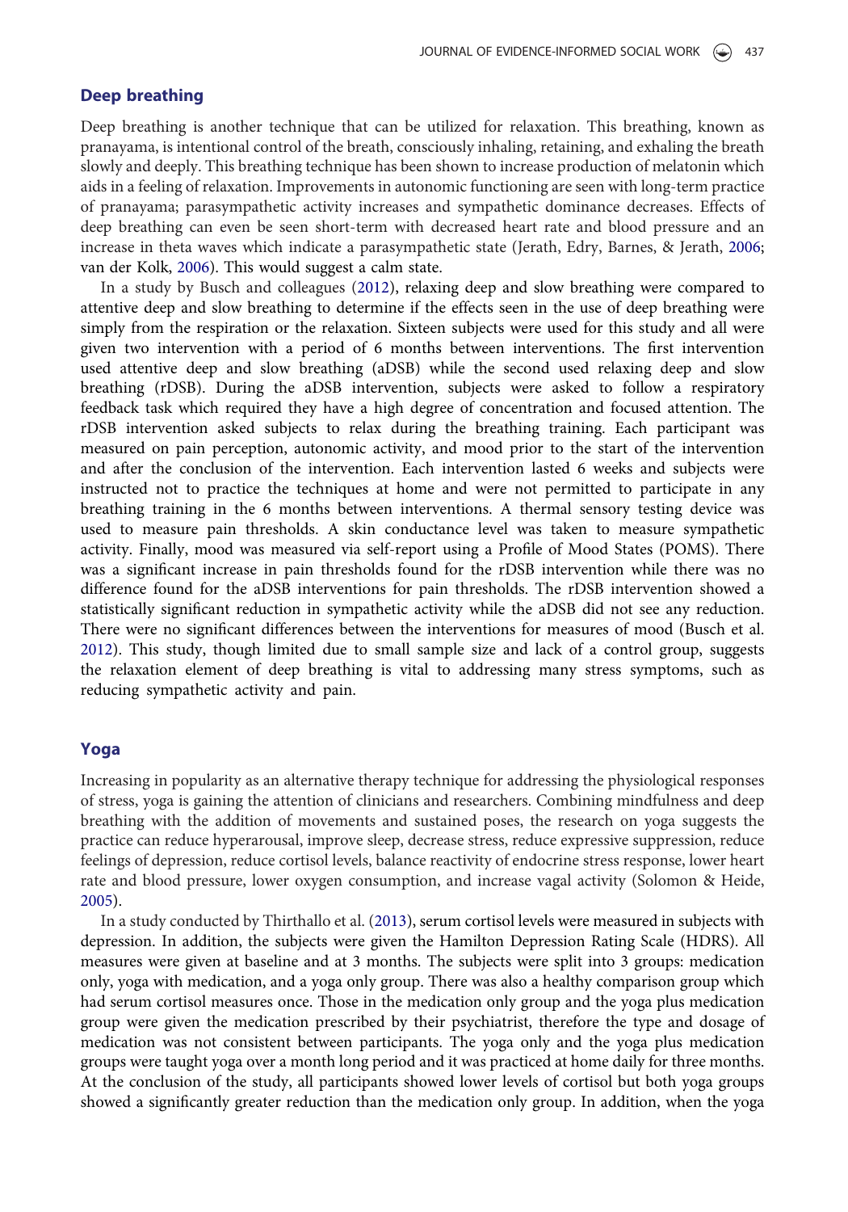## Deep breathing

Deep breathing is another technique that can be utilized for relaxation. This breathing, known as pranayama, is intentional control of the breath, consciously inhaling, retaining, and exhaling the breath slowly and deeply. This breathing technique has been shown to increase production of melatonin which aids in a feeling of relaxation. Improvements in autonomic functioning are seen with long-term practice of pranayama; parasympathetic activity increases and sympathetic dominance decreases. Effects of deep breathing can even be seen short-term with decreased heart rate and blood pressure and an increase in theta waves which indicate a parasympathetic state (Jerath, Edry, Barnes, & Jerath, 2006; van der Kolk, 2006). This would suggest a calm state.

In a study by Busch and colleagues (2012), relaxing deep and slow breathing were compared to attentive deep and slow breathing to determine if the effects seen in the use of deep breathing were simply from the respiration or the relaxation. Sixteen subjects were used for this study and all were given two intervention with a period of 6 months between interventions. The first intervention used attentive deep and slow breathing (aDSB) while the second used relaxing deep and slow breathing (rDSB). During the aDSB intervention, subjects were asked to follow a respiratory feedback task which required they have a high degree of concentration and focused attention. The rDSB intervention asked subjects to relax during the breathing training. Each participant was measured on pain perception, autonomic activity, and mood prior to the start of the intervention and after the conclusion of the intervention. Each intervention lasted 6 weeks and subjects were instructed not to practice the techniques at home and were not permitted to participate in any breathing training in the 6 months between interventions. A thermal sensory testing device was used to measure pain thresholds. A skin conductance level was taken to measure sympathetic activity. Finally, mood was measured via self-report using a Profile of Mood States (POMS). There was a significant increase in pain thresholds found for the rDSB intervention while there was no difference found for the aDSB interventions for pain thresholds. The rDSB intervention showed a statistically significant reduction in sympathetic activity while the aDSB did not see any reduction. There were no significant differences between the interventions for measures of mood (Busch et al. 2012). This study, though limited due to small sample size and lack of a control group, suggests the relaxation element of deep breathing is vital to addressing many stress symptoms, such as reducing sympathetic activity and pain.

## Yoga

Increasing in popularity as an alternative therapy technique for addressing the physiological responses of stress, yoga is gaining the attention of clinicians and researchers. Combining mindfulness and deep breathing with the addition of movements and sustained poses, the research on yoga suggests the practice can reduce hyperarousal, improve sleep, decrease stress, reduce expressive suppression, reduce feelings of depression, reduce cortisol levels, balance reactivity of endocrine stress response, lower heart rate and blood pressure, lower oxygen consumption, and increase vagal activity (Solomon & Heide, 2005).

In a study conducted by Thirthallo et al. (2013), serum cortisol levels were measured in subjects with depression. In addition, the subjects were given the Hamilton Depression Rating Scale (HDRS). All measures were given at baseline and at 3 months. The subjects were split into 3 groups: medication only, yoga with medication, and a yoga only group. There was also a healthy comparison group which had serum cortisol measures once. Those in the medication only group and the yoga plus medication group were given the medication prescribed by their psychiatrist, therefore the type and dosage of medication was not consistent between participants. The yoga only and the yoga plus medication groups were taught yoga over a month long period and it was practiced at home daily for three months. At the conclusion of the study, all participants showed lower levels of cortisol but both yoga groups showed a significantly greater reduction than the medication only group. In addition, when the yoga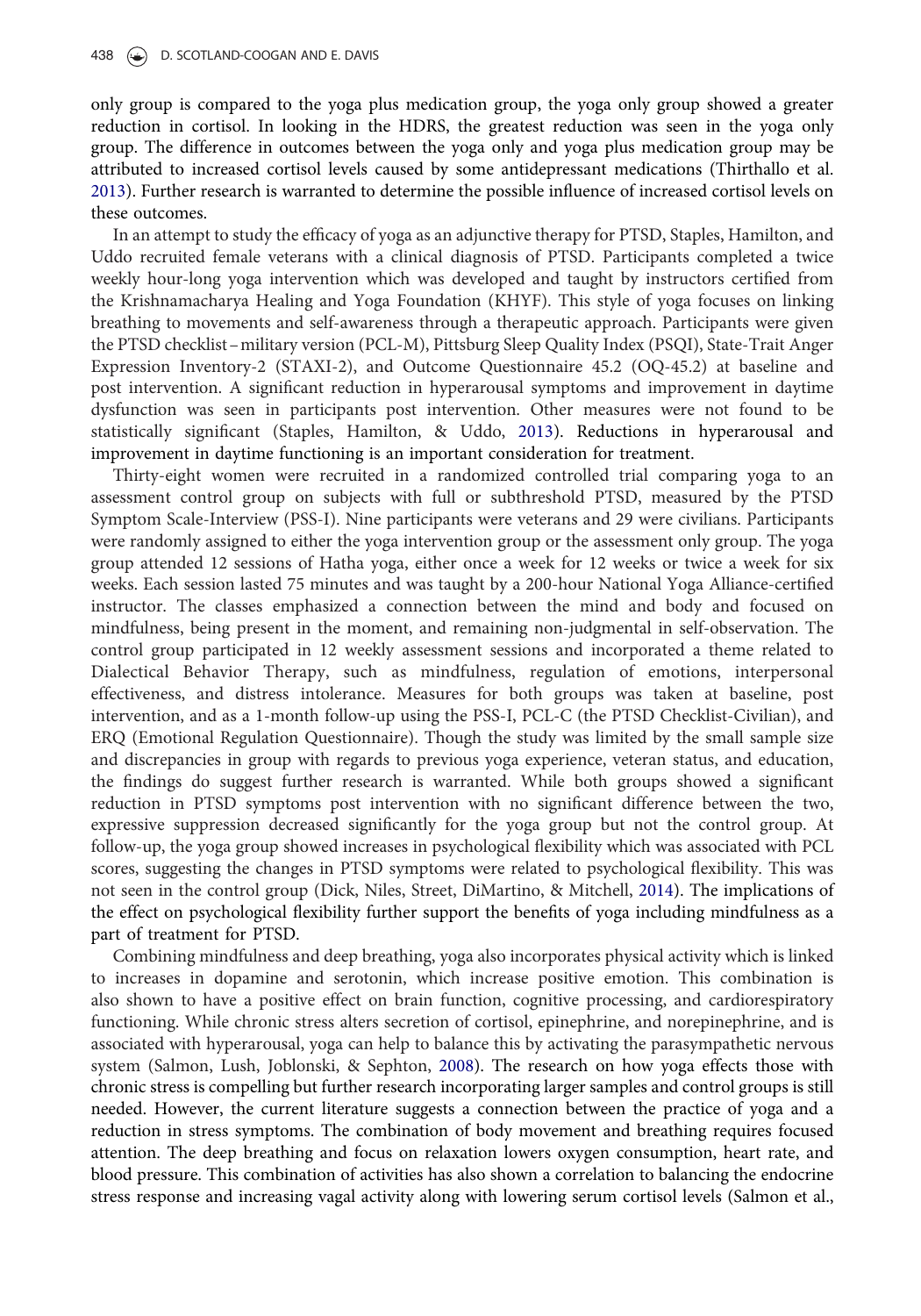only group is compared to the yoga plus medication group, the yoga only group showed a greater reduction in cortisol. In looking in the HDRS, the greatest reduction was seen in the yoga only group. The difference in outcomes between the yoga only and yoga plus medication group may be attributed to increased cortisol levels caused by some antidepressant medications (Thirthallo et al. 2013). Further research is warranted to determine the possible influence of increased cortisol levels on these outcomes.

In an attempt to study the efficacy of yoga as an adjunctive therapy for PTSD, Staples, Hamilton, and Uddo recruited female veterans with a clinical diagnosis of PTSD. Participants completed a twice weekly hour-long yoga intervention which was developed and taught by instructors certified from the Krishnamacharya Healing and Yoga Foundation (KHYF). This style of yoga focuses on linking breathing to movements and self-awareness through a therapeutic approach. Participants were given the PTSD checklist – military version (PCL-M), Pittsburg Sleep Quality Index (PSQI), State-Trait Anger Expression Inventory-2 (STAXI-2), and Outcome Questionnaire 45.2 (OQ-45.2) at baseline and post intervention. A significant reduction in hyperarousal symptoms and improvement in daytime dysfunction was seen in participants post intervention. Other measures were not found to be statistically significant (Staples, Hamilton, & Uddo, 2013). Reductions in hyperarousal and improvement in daytime functioning is an important consideration for treatment.

Thirty-eight women were recruited in a randomized controlled trial comparing yoga to an assessment control group on subjects with full or subthreshold PTSD, measured by the PTSD Symptom Scale-Interview (PSS-I). Nine participants were veterans and 29 were civilians. Participants were randomly assigned to either the yoga intervention group or the assessment only group. The yoga group attended 12 sessions of Hatha yoga, either once a week for 12 weeks or twice a week for six weeks. Each session lasted 75 minutes and was taught by a 200-hour National Yoga Alliance-certified instructor. The classes emphasized a connection between the mind and body and focused on mindfulness, being present in the moment, and remaining non-judgmental in self-observation. The control group participated in 12 weekly assessment sessions and incorporated a theme related to Dialectical Behavior Therapy, such as mindfulness, regulation of emotions, interpersonal effectiveness, and distress intolerance. Measures for both groups was taken at baseline, post intervention, and as a 1-month follow-up using the PSS-I, PCL-C (the PTSD Checklist-Civilian), and ERQ (Emotional Regulation Questionnaire). Though the study was limited by the small sample size and discrepancies in group with regards to previous yoga experience, veteran status, and education, the findings do suggest further research is warranted. While both groups showed a significant reduction in PTSD symptoms post intervention with no significant difference between the two, expressive suppression decreased significantly for the yoga group but not the control group. At follow-up, the yoga group showed increases in psychological flexibility which was associated with PCL scores, suggesting the changes in PTSD symptoms were related to psychological flexibility. This was not seen in the control group (Dick, Niles, Street, DiMartino, & Mitchell, 2014). The implications of the effect on psychological flexibility further support the benefits of yoga including mindfulness as a part of treatment for PTSD.

Combining mindfulness and deep breathing, yoga also incorporates physical activity which is linked to increases in dopamine and serotonin, which increase positive emotion. This combination is also shown to have a positive effect on brain function, cognitive processing, and cardiorespiratory functioning. While chronic stress alters secretion of cortisol, epinephrine, and norepinephrine, and is associated with hyperarousal, yoga can help to balance this by activating the parasympathetic nervous system (Salmon, Lush, Joblonski, & Sephton, 2008). The research on how yoga effects those with chronic stress is compelling but further research incorporating larger samples and control groups is still needed. However, the current literature suggests a connection between the practice of yoga and a reduction in stress symptoms. The combination of body movement and breathing requires focused attention. The deep breathing and focus on relaxation lowers oxygen consumption, heart rate, and blood pressure. This combination of activities has also shown a correlation to balancing the endocrine stress response and increasing vagal activity along with lowering serum cortisol levels (Salmon et al.,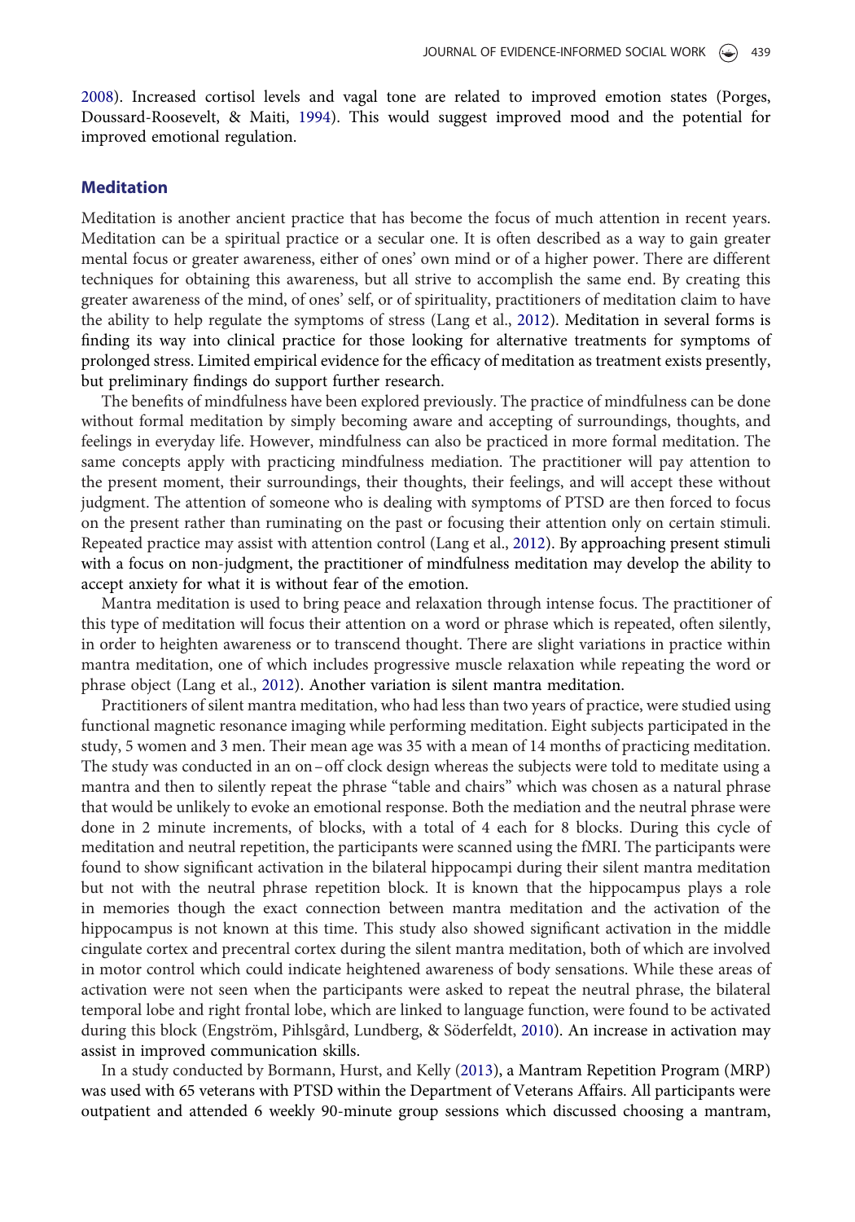2008). Increased cortisol levels and vagal tone are related to improved emotion states (Porges, Doussard-Roosevelt, & Maiti, 1994). This would suggest improved mood and the potential for improved emotional regulation.

## Meditation

Meditation is another ancient practice that has become the focus of much attention in recent years. Meditation can be a spiritual practice or a secular one. It is often described as a way to gain greater mental focus or greater awareness, either of ones' own mind or of a higher power. There are different techniques for obtaining this awareness, but all strive to accomplish the same end. By creating this greater awareness of the mind, of ones' self, or of spirituality, practitioners of meditation claim to have the ability to help regulate the symptoms of stress (Lang et al., 2012). Meditation in several forms is finding its way into clinical practice for those looking for alternative treatments for symptoms of prolonged stress. Limited empirical evidence for the efficacy of meditation as treatment exists presently, but preliminary findings do support further research.

The benefits of mindfulness have been explored previously. The practice of mindfulness can be done without formal meditation by simply becoming aware and accepting of surroundings, thoughts, and feelings in everyday life. However, mindfulness can also be practiced in more formal meditation. The same concepts apply with practicing mindfulness mediation. The practitioner will pay attention to the present moment, their surroundings, their thoughts, their feelings, and will accept these without judgment. The attention of someone who is dealing with symptoms of PTSD are then forced to focus on the present rather than ruminating on the past or focusing their attention only on certain stimuli. Repeated practice may assist with attention control (Lang et al., 2012). By approaching present stimuli with a focus on non-judgment, the practitioner of mindfulness meditation may develop the ability to accept anxiety for what it is without fear of the emotion.

Mantra meditation is used to bring peace and relaxation through intense focus. The practitioner of this type of meditation will focus their attention on a word or phrase which is repeated, often silently, in order to heighten awareness or to transcend thought. There are slight variations in practice within mantra meditation, one of which includes progressive muscle relaxation while repeating the word or phrase object (Lang et al., 2012). Another variation is silent mantra meditation.

Practitioners of silent mantra meditation, who had less than two years of practice, were studied using functional magnetic resonance imaging while performing meditation. Eight subjects participated in the study, 5 women and 3 men. Their mean age was 35 with a mean of 14 months of practicing meditation. The study was conducted in an on–off clock design whereas the subjects were told to meditate using a mantra and then to silently repeat the phrase "table and chairs" which was chosen as a natural phrase that would be unlikely to evoke an emotional response. Both the mediation and the neutral phrase were done in 2 minute increments, of blocks, with a total of 4 each for 8 blocks. During this cycle of meditation and neutral repetition, the participants were scanned using the fMRI. The participants were found to show significant activation in the bilateral hippocampi during their silent mantra meditation but not with the neutral phrase repetition block. It is known that the hippocampus plays a role in memories though the exact connection between mantra meditation and the activation of the hippocampus is not known at this time. This study also showed significant activation in the middle cingulate cortex and precentral cortex during the silent mantra meditation, both of which are involved in motor control which could indicate heightened awareness of body sensations. While these areas of activation were not seen when the participants were asked to repeat the neutral phrase, the bilateral temporal lobe and right frontal lobe, which are linked to language function, were found to be activated during this block (Engström, Pihlsgård, Lundberg, & Söderfeldt, 2010). An increase in activation may assist in improved communication skills.

In a study conducted by Bormann, Hurst, and Kelly (2013), a Mantram Repetition Program (MRP) was used with 65 veterans with PTSD within the Department of Veterans Affairs. All participants were outpatient and attended 6 weekly 90-minute group sessions which discussed choosing a mantram,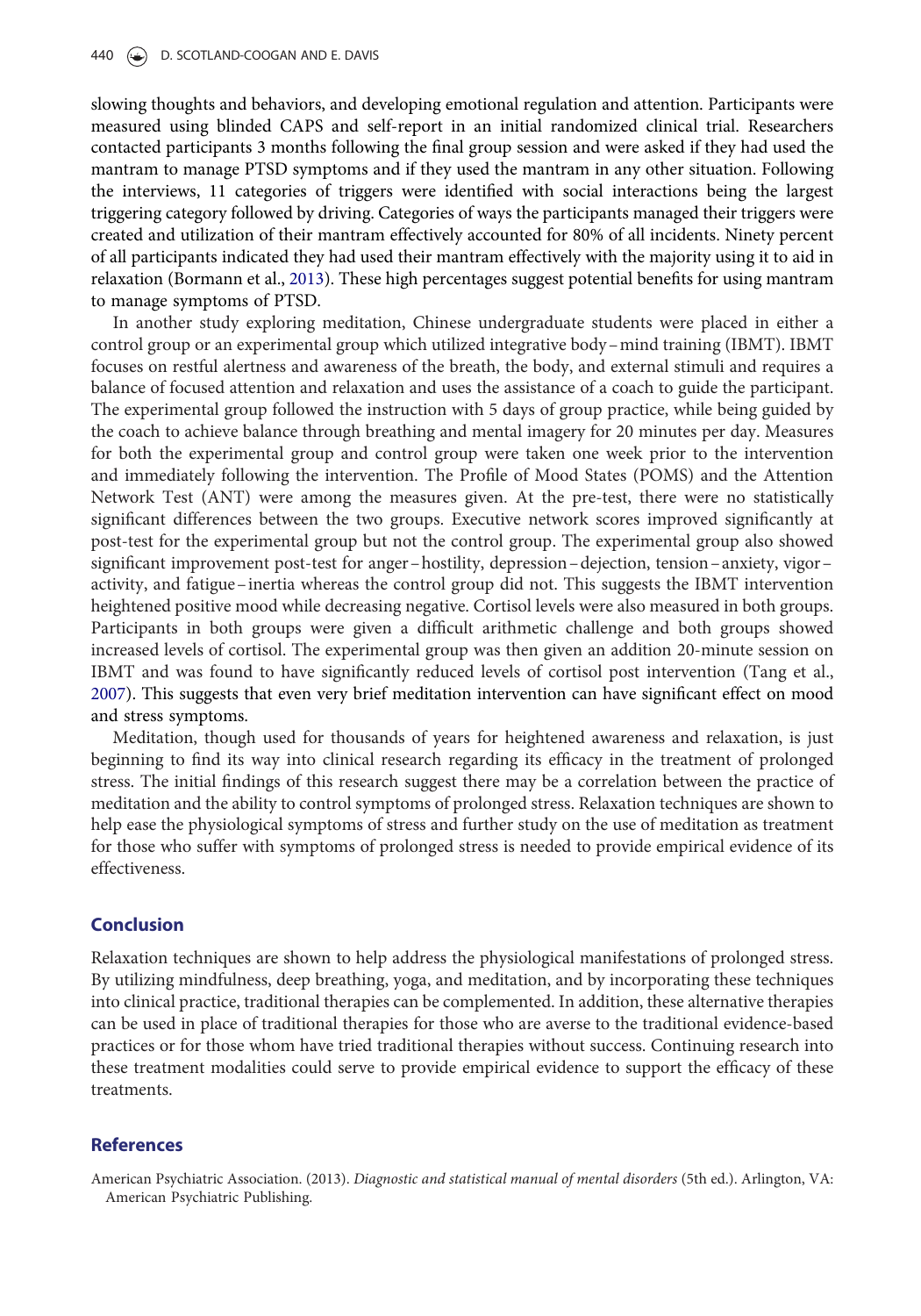slowing thoughts and behaviors, and developing emotional regulation and attention. Participants were measured using blinded CAPS and self-report in an initial randomized clinical trial. Researchers contacted participants 3 months following the final group session and were asked if they had used the mantram to manage PTSD symptoms and if they used the mantram in any other situation. Following the interviews, 11 categories of triggers were identified with social interactions being the largest triggering category followed by driving. Categories of ways the participants managed their triggers were created and utilization of their mantram effectively accounted for 80% of all incidents. Ninety percent of all participants indicated they had used their mantram effectively with the majority using it to aid in relaxation (Bormann et al., 2013). These high percentages suggest potential benefits for using mantram to manage symptoms of PTSD.

In another study exploring meditation, Chinese undergraduate students were placed in either a control group or an experimental group which utilized integrative body – mind training (IBMT). IBMT focuses on restful alertness and awareness of the breath, the body, and external stimuli and requires a balance of focused attention and relaxation and uses the assistance of a coach to guide the participant. The experimental group followed the instruction with 5 days of group practice, while being guided by the coach to achieve balance through breathing and mental imagery for 20 minutes per day. Measures for both the experimental group and control group were taken one week prior to the intervention and immediately following the intervention. The Profile of Mood States (POMS) and the Attention Network Test (ANT) were among the measures given. At the pre-test, there were no statistically significant differences between the two groups. Executive network scores improved significantly at post-test for the experimental group but not the control group. The experimental group also showed significant improvement post-test for anger – hostility, depression – dejection, tension – anxiety, vigor – activity, and fatigue – inertia whereas the control group did not. This suggests the IBMT intervention heightened positive mood while decreasing negative. Cortisol levels were also measured in both groups. Participants in both groups were given a difficult arithmetic challenge and both groups showed increased levels of cortisol. The experimental group was then given an addition 20-minute session on IBMT and was found to have significantly reduced levels of cortisol post intervention (Tang et al., 2007). This suggests that even very brief meditation intervention can have significant effect on mood and stress symptoms.

Meditation, though used for thousands of years for heightened awareness and relaxation, is just beginning to find its way into clinical research regarding its efficacy in the treatment of prolonged stress. The initial findings of this research suggest there may be a correlation between the practice of meditation and the ability to control symptoms of prolonged stress. Relaxation techniques are shown to help ease the physiological symptoms of stress and further study on the use of meditation as treatment for those who suffer with symptoms of prolonged stress is needed to provide empirical evidence of its effectiveness.

## Conclusion

Relaxation techniques are shown to help address the physiological manifestations of prolonged stress. By utilizing mindfulness, deep breathing, yoga, and meditation, and by incorporating these techniques into clinical practice, traditional therapies can be complemented. In addition, these alternative therapies can be used in place of traditional therapies for those who are averse to the traditional evidence-based practices or for those whom have tried traditional therapies without success. Continuing research into these treatment modalities could serve to provide empirical evidence to support the efficacy of these treatments.

## References

American Psychiatric Association. (2013). *Diagnostic and statistical manual of mental disorders* (5th ed.). Arlington, VA: American Psychiatric Publishing.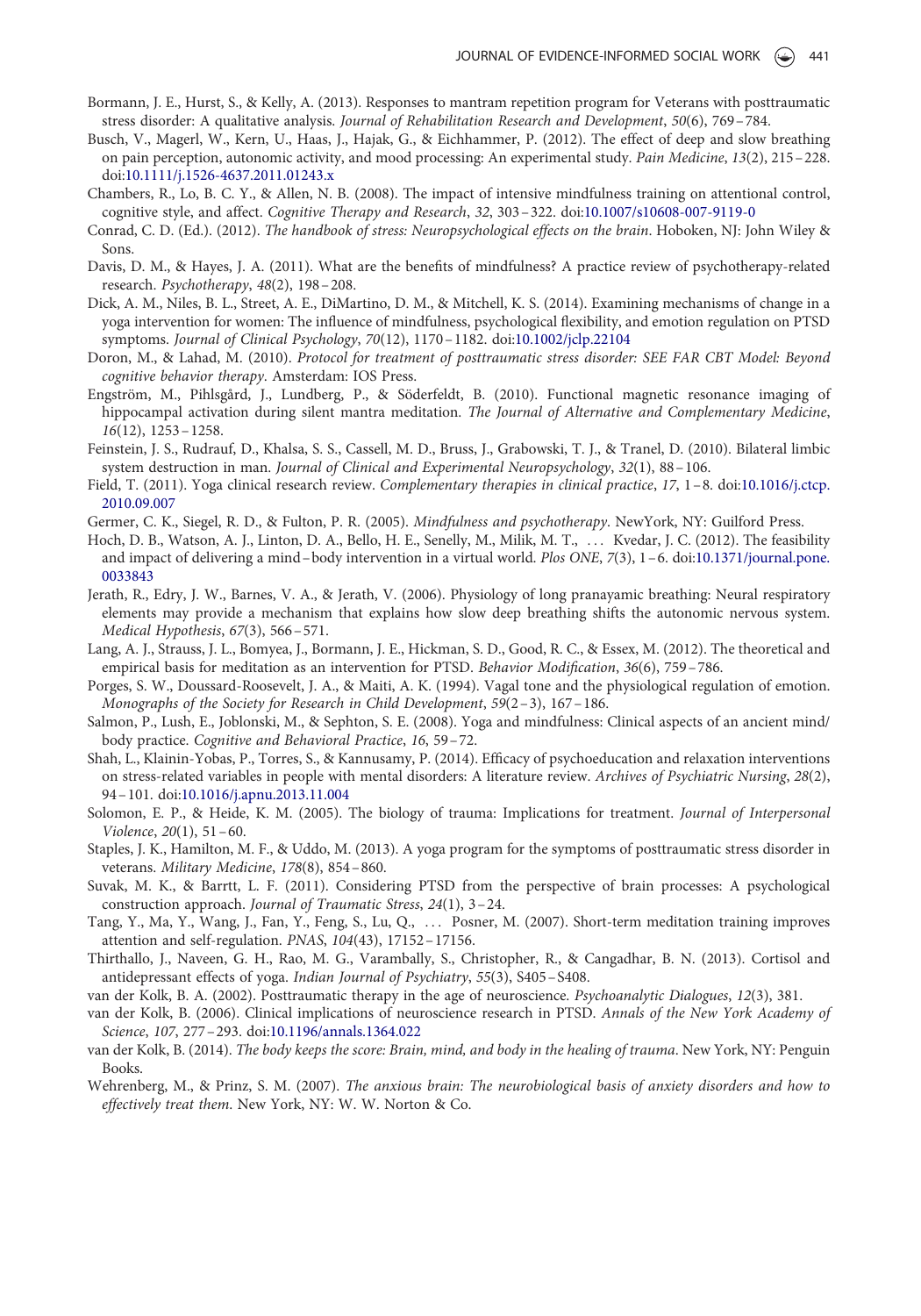Bormann, J. E., Hurst, S., & Kelly, A. (2013). Responses to mantram repetition program for Veterans with posttraumatic stress disorder: A qualitative analysis. *Journal of Rehabilitation Research and Development*, *50*(6), 769–784.

Busch, V., Magerl, W., Kern, U., Haas, J., Hajak, G., & Eichhammer, P. (2012). The effect of deep and slow breathing on pain perception, autonomic activity, and mood processing: An experimental study. *Pain Medicine*, *13*(2), 215–228. doi:10.1111/j.1526-4637.2011.01243.x

Chambers, R., Lo, B. C. Y., & Allen, N. B. (2008). The impact of intensive mindfulness training on attentional control, cognitive style, and affect. *Cognitive Therapy and Research*, *32*, 303–322. doi:10.1007/s10608-007-9119-0

Conrad, C. D. (Ed.). (2012). *The handbook of stress: Neuropsychological effects on the brain*. Hoboken, NJ: John Wiley & Sons.

Davis, D. M., & Hayes, J. A. (2011). What are the benefits of mindfulness? A practice review of psychotherapy-related research. *Psychotherapy*, *48*(2), 198–208.

Dick, A. M., Niles, B. L., Street, A. E., DiMartino, D. M., & Mitchell, K. S. (2014). Examining mechanisms of change in a yoga intervention for women: The influence of mindfulness, psychological flexibility, and emotion regulation on PTSD symptoms. *Journal of Clinical Psychology*, *70*(12), 1170–1182. doi:10.1002/jclp.22104

Doron, M., & Lahad, M. (2010). *Protocol for treatment of posttraumatic stress disorder: SEE FAR CBT Model: Beyond cognitive behavior therapy*. Amsterdam: IOS Press.

Engström, M., Pihlsgård, J., Lundberg, P., & Söderfeldt, B. (2010). Functional magnetic resonance imaging of hippocampal activation during silent mantra meditation. *The Journal of Alternative and Complementary Medicine*, *16*(12), 1253–1258.

Feinstein, J. S., Rudrauf, D., Khalsa, S. S., Cassell, M. D., Bruss, J., Grabowski, T. J., & Tranel, D. (2010). Bilateral limbic system destruction in man. *Journal of Clinical and Experimental Neuropsychology*, *32*(1), 88–106.

Field, T. (2011). Yoga clinical research review. *Complementary therapies in clinical practice*, *17*, 1–8. doi:10.1016/j.ctcp.2010.09.007

Germer, C. K., Siegel, R. D., & Fulton, P. R. (2005). *Mindfulness and psychotherapy*. NewYork, NY: Guilford Press.

Hoch, D. B., Watson, A. J., Linton, D. A., Bello, H. E., Senelly, M., Milik, M. T., … Kvedar, J. C. (2012). The feasibility and impact of delivering a mind–body intervention in a virtual world. *Plos ONE*, *7*(3), 1–6. doi:10.1371/journal.pone.0033843

Jerath, R., Edry, J. W., Barnes, V. A., & Jerath, V. (2006). Physiology of long pranayamic breathing: Neural respiratory elements may provide a mechanism that explains how slow deep breathing shifts the autonomic nervous system. *Medical Hypothesis*, *67*(3), 566–571.

Lang, A. J., Strauss, J. L., Bomyea, J., Bormann, J. E., Hickman, S. D., Good, R. C., & Essex, M. (2012). The theoretical and empirical basis for meditation as an intervention for PTSD. *Behavior Modification*, *36*(6), 759–786.

Porges, S. W., Doussard-Roosevelt, J. A., & Maiti, A. K. (1994). Vagal tone and the physiological regulation of emotion. *Monographs of the Society for Research in Child Development*, *59*(2–3), 167–186.

Salmon, P., Lush, E., Joblonski, M., & Sephton, S. E. (2008). Yoga and mindfulness: Clinical aspects of an ancient mind/body practice. *Cognitive and Behavioral Practice*, *16*, 59–72.

Shah, L., Klainin-Yobas, P., Torres, S., & Kannusamy, P. (2014). Efficacy of psychoeducation and relaxation interventions on stress-related variables in people with mental disorders: A literature review. *Archives of Psychiatric Nursing*, *28*(2), 94–101. doi:10.1016/j.apnu.2013.11.004

Solomon, E. P., & Heide, K. M. (2005). The biology of trauma: Implications for treatment. *Journal of Interpersonal Violence*, *20*(1), 51–60.

Staples, J. K., Hamilton, M. F., & Uddo, M. (2013). A yoga program for the symptoms of posttraumatic stress disorder in veterans. *Military Medicine*, *178*(8), 854–860.

Suvak, M. K., & Barrtt, L. F. (2011). Considering PTSD from the perspective of brain processes: A psychological construction approach. *Journal of Traumatic Stress*, *24*(1), 3–24.

Tang, Y., Ma, Y., Wang, J., Fan, Y., Feng, S., Lu, Q., … Posner, M. (2007). Short-term meditation training improves attention and self-regulation. *PNAS*, *104*(43), 17152–17156.

Thirthallo, J., Naveen, G. H., Rao, M. G., Varambally, S., Christopher, R., & Cangadhar, B. N. (2013). Cortisol and antidepressant effects of yoga. *Indian Journal of Psychiatry*, *55*(3), S405–S408.

van der Kolk, B. A. (2002). Posttraumatic therapy in the age of neuroscience. *Psychoanalytic Dialogues*, *12*(3), 381.

van der Kolk, B. (2006). Clinical implications of neuroscience research in PTSD. *Annals of the New York Academy of Science*, *107*, 277–293. doi:10.1196/annals.1364.022

van der Kolk, B. (2014). *The body keeps the score: Brain, mind, and body in the healing of trauma*. New York, NY: Penguin Books.

Wehrenberg, M., & Prinz, S. M. (2007). *The anxious brain: The neurobiological basis of anxiety disorders and how to effectively treat them*. New York, NY: W. W. Norton & Co.